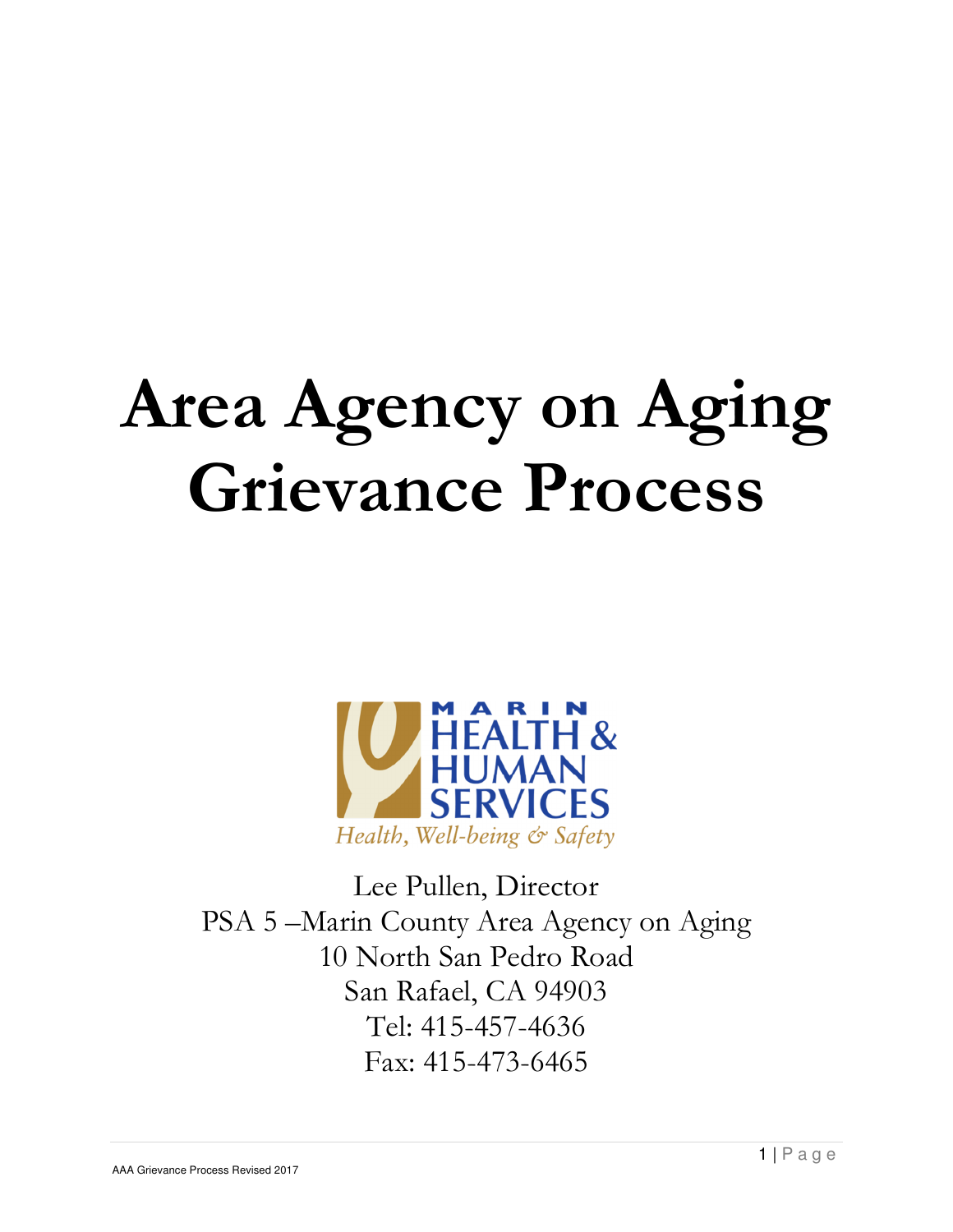# Area Agency on Aging Grievance Process

MARIN HEALTH & HUMAN SERVICES

*Health, Well-being & Safety*

Lee Pullen, Director

PSA 5 –Marin County Area Agency on Aging

10 North San Pedro Road

San Rafael, CA 94903

Tel: 415-457-4636

Fax: 415-473-6465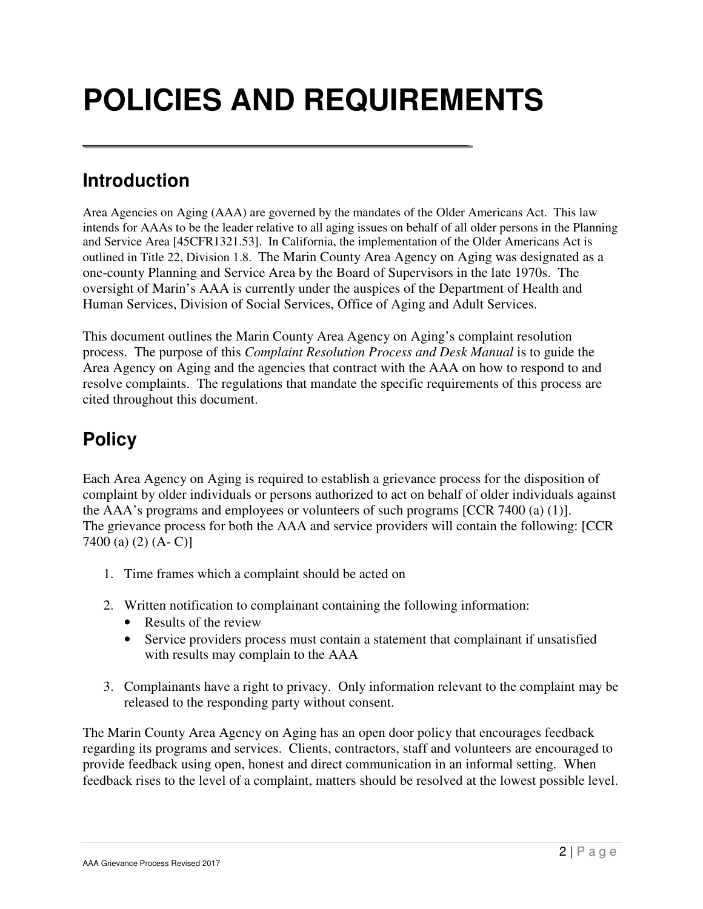# POLICIES AND REQUIREMENTS

## Introduction

Area Agencies on Aging (AAA) are governed by the mandates of the Older Americans Act. This law intends for AAAs to be the leader relative to all aging issues on behalf of all older persons in the Planning and Service Area [45CFR1321.53]. In California, the implementation of the Older Americans Act is outlined in Title 22, Division 1.8. The Marin County Area Agency on Aging was designated as a one-county Planning and Service Area by the Board of Supervisors in the late 1970s. The oversight of Marin's AAA is currently under the auspices of the Department of Health and Human Services, Division of Social Services, Office of Aging and Adult Services.

This document outlines the Marin County Area Agency on Aging's complaint resolution process. The purpose of this *Complaint Resolution Process and Desk Manual* is to guide the Area Agency on Aging and the agencies that contract with the AAA on how to respond to and resolve complaints. The regulations that mandate the specific requirements of this process are cited throughout this document.

## Policy

Each Area Agency on Aging is required to establish a grievance process for the disposition of complaint by older individuals or persons authorized to act on behalf of older individuals against the AAA's programs and employees or volunteers of such programs [CCR 7400 (a) (1)]. The grievance process for both the AAA and service providers will contain the following: [CCR 7400 (a) (2) (A- C)]

1. Time frames which a complaint should be acted on
2. Written notification to complainant containing the following information:
   - Results of the review
   - Service providers process must contain a statement that complainant if unsatisfied with results may complain to the AAA
3. Complainants have a right to privacy. Only information relevant to the complaint may be released to the responding party without consent.

The Marin County Area Agency on Aging has an open door policy that encourages feedback regarding its programs and services. Clients, contractors, staff and volunteers are encouraged to provide feedback using open, honest and direct communication in an informal setting. When feedback rises to the level of a complaint, matters should be resolved at the lowest possible level.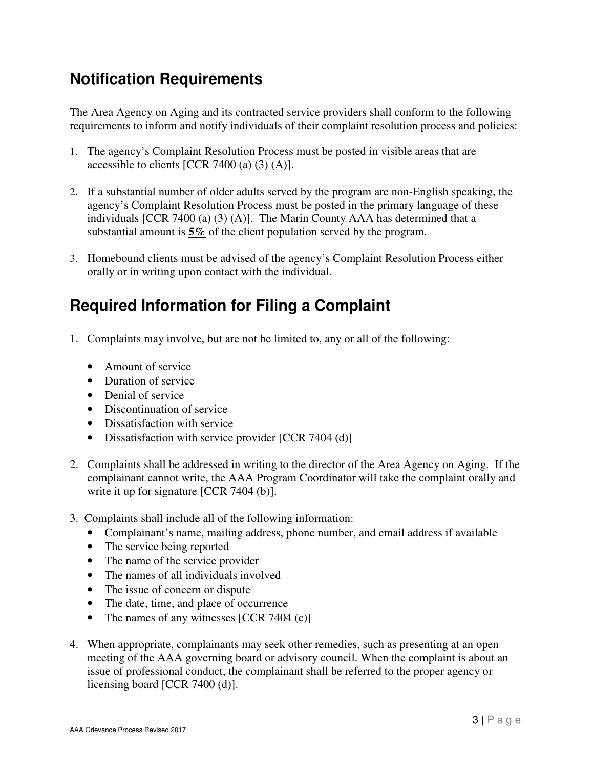## Notification Requirements

The Area Agency on Aging and its contracted service providers shall conform to the following requirements to inform and notify individuals of their complaint resolution process and policies:

1. The agency's Complaint Resolution Process must be posted in visible areas that are accessible to clients [CCR 7400 (a) (3) (A)].

2. If a substantial number of older adults served by the program are non-English speaking, the agency's Complaint Resolution Process must be posted in the primary language of these individuals [CCR 7400 (a) (3) (A)]. The Marin County AAA has determined that a substantial amount is **5%** of the client population served by the program.

3. Homebound clients must be advised of the agency's Complaint Resolution Process either orally or in writing upon contact with the individual.

## Required Information for Filing a Complaint

1. Complaints may involve, but are not be limited to, any or all of the following:

   - Amount of service
   - Duration of service
   - Denial of service
   - Discontinuation of service
   - Dissatisfaction with service
   - Dissatisfaction with service provider [CCR 7404 (d)]

2. Complaints shall be addressed in writing to the director of the Area Agency on Aging. If the complainant cannot write, the AAA Program Coordinator will take the complaint orally and write it up for signature [CCR 7404 (b)].

3. Complaints shall include all of the following information:
   - Complainant's name, mailing address, phone number, and email address if available
   - The service being reported
   - The name of the service provider
   - The names of all individuals involved
   - The issue of concern or dispute
   - The date, time, and place of occurrence
   - The names of any witnesses [CCR 7404 (c)]

4. When appropriate, complainants may seek other remedies, such as presenting at an open meeting of the AAA governing board or advisory council. When the complaint is about an issue of professional conduct, the complainant shall be referred to the proper agency or licensing board [CCR 7400 (d)].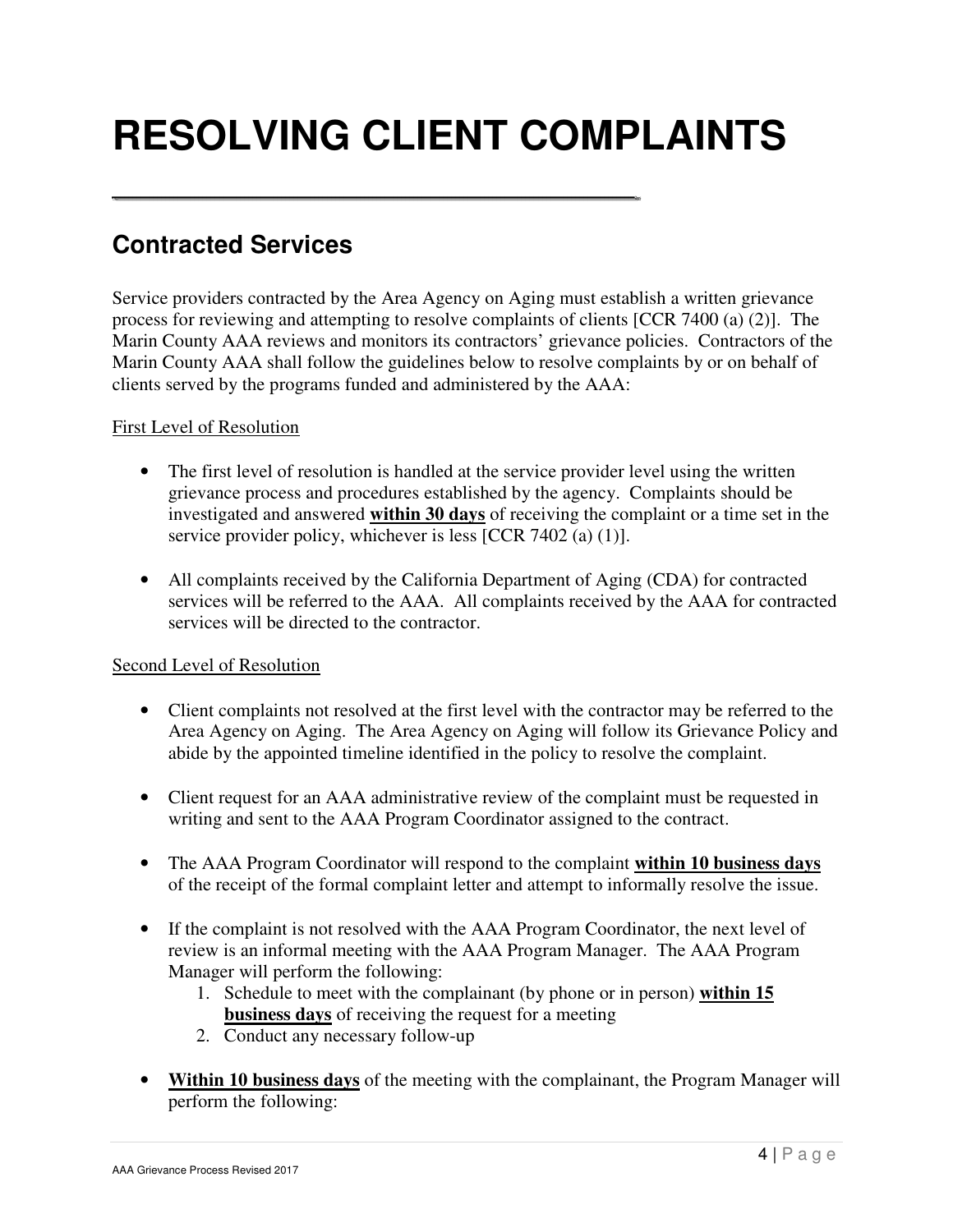# RESOLVING CLIENT COMPLAINTS

## Contracted Services

Service providers contracted by the Area Agency on Aging must establish a written grievance process for reviewing and attempting to resolve complaints of clients [CCR 7400 (a) (2)]. The Marin County AAA reviews and monitors its contractors' grievance policies. Contractors of the Marin County AAA shall follow the guidelines below to resolve complaints by or on behalf of clients served by the programs funded and administered by the AAA:

<u>First Level of Resolution</u>

- The first level of resolution is handled at the service provider level using the written grievance process and procedures established by the agency. Complaints should be investigated and answered **<u>within 30 days</u>** of receiving the complaint or a time set in the service provider policy, whichever is less [CCR 7402 (a) (1)].
- All complaints received by the California Department of Aging (CDA) for contracted services will be referred to the AAA. All complaints received by the AAA for contracted services will be directed to the contractor.

<u>Second Level of Resolution</u>

- Client complaints not resolved at the first level with the contractor may be referred to the Area Agency on Aging. The Area Agency on Aging will follow its Grievance Policy and abide by the appointed timeline identified in the policy to resolve the complaint.
- Client request for an AAA administrative review of the complaint must be requested in writing and sent to the AAA Program Coordinator assigned to the contract.
- The AAA Program Coordinator will respond to the complaint **<u>within 10 business days</u>** of the receipt of the formal complaint letter and attempt to informally resolve the issue.
- If the complaint is not resolved with the AAA Program Coordinator, the next level of review is an informal meeting with the AAA Program Manager. The AAA Program Manager will perform the following:
    1. Schedule to meet with the complainant (by phone or in person) **<u>within 15 business days</u>** of receiving the request for a meeting
    2. Conduct any necessary follow-up
- **<u>Within 10 business days</u>** of the meeting with the complainant, the Program Manager will perform the following: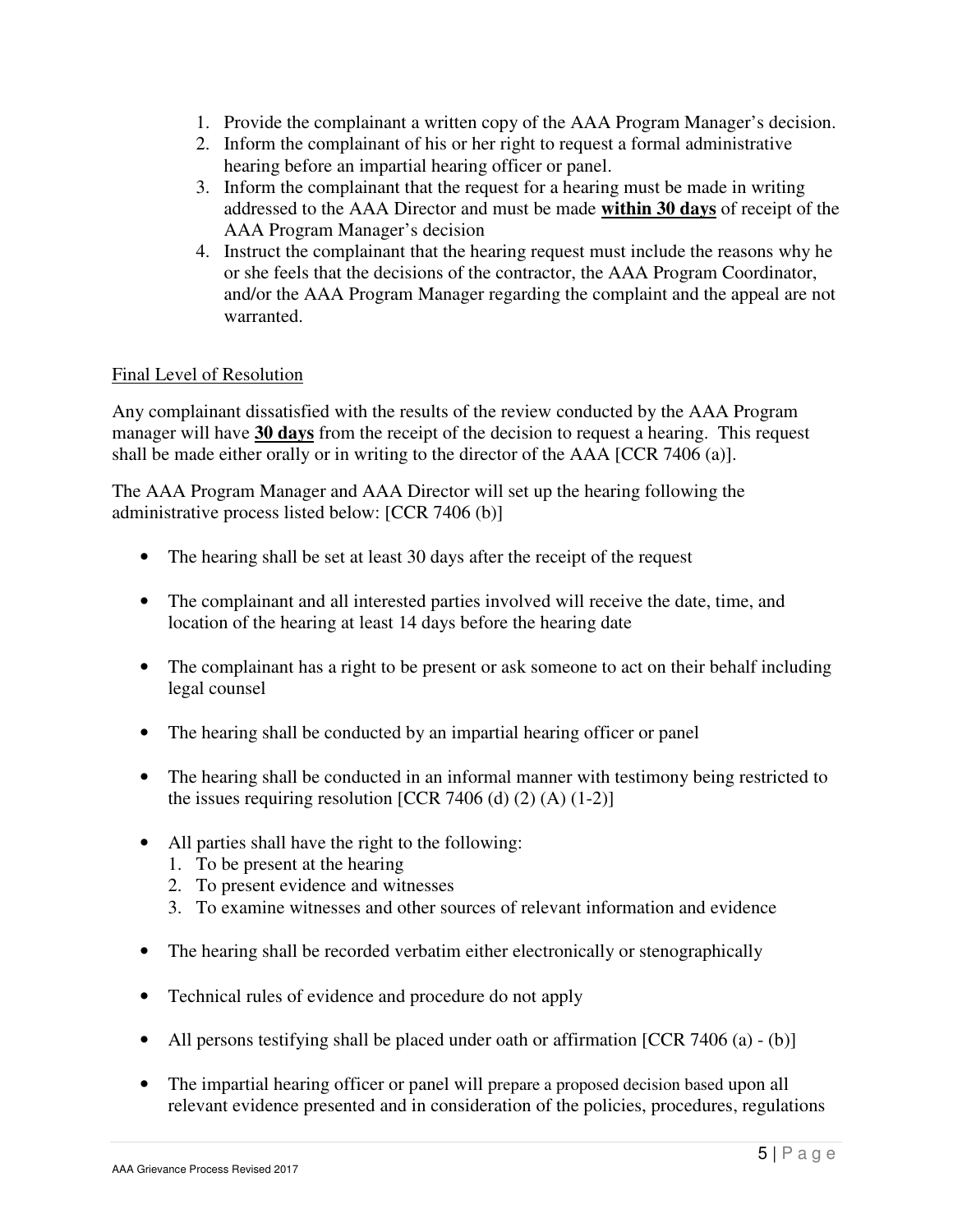1. Provide the complainant a written copy of the AAA Program Manager's decision.
2. Inform the complainant of his or her right to request a formal administrative hearing before an impartial hearing officer or panel.
3. Inform the complainant that the request for a hearing must be made in writing addressed to the AAA Director and must be made **within 30 days** of receipt of the AAA Program Manager's decision
4. Instruct the complainant that the hearing request must include the reasons why he or she feels that the decisions of the contractor, the AAA Program Coordinator, and/or the AAA Program Manager regarding the complaint and the appeal are not warranted.

Final Level of Resolution

Any complainant dissatisfied with the results of the review conducted by the AAA Program manager will have **30 days** from the receipt of the decision to request a hearing. This request shall be made either orally or in writing to the director of the AAA [CCR 7406 (a)].

The AAA Program Manager and AAA Director will set up the hearing following the administrative process listed below: [CCR 7406 (b)]

- The hearing shall be set at least 30 days after the receipt of the request
- The complainant and all interested parties involved will receive the date, time, and location of the hearing at least 14 days before the hearing date
- The complainant has a right to be present or ask someone to act on their behalf including legal counsel
- The hearing shall be conducted by an impartial hearing officer or panel
- The hearing shall be conducted in an informal manner with testimony being restricted to the issues requiring resolution [CCR 7406 (d) (2) (A) (1-2)]
- All parties shall have the right to the following:
  1. To be present at the hearing
  2. To present evidence and witnesses
  3. To examine witnesses and other sources of relevant information and evidence
- The hearing shall be recorded verbatim either electronically or stenographically
- Technical rules of evidence and procedure do not apply
- All persons testifying shall be placed under oath or affirmation [CCR 7406 (a) - (b)]
- The impartial hearing officer or panel will prepare a proposed decision based upon all relevant evidence presented and in consideration of the policies, procedures, regulations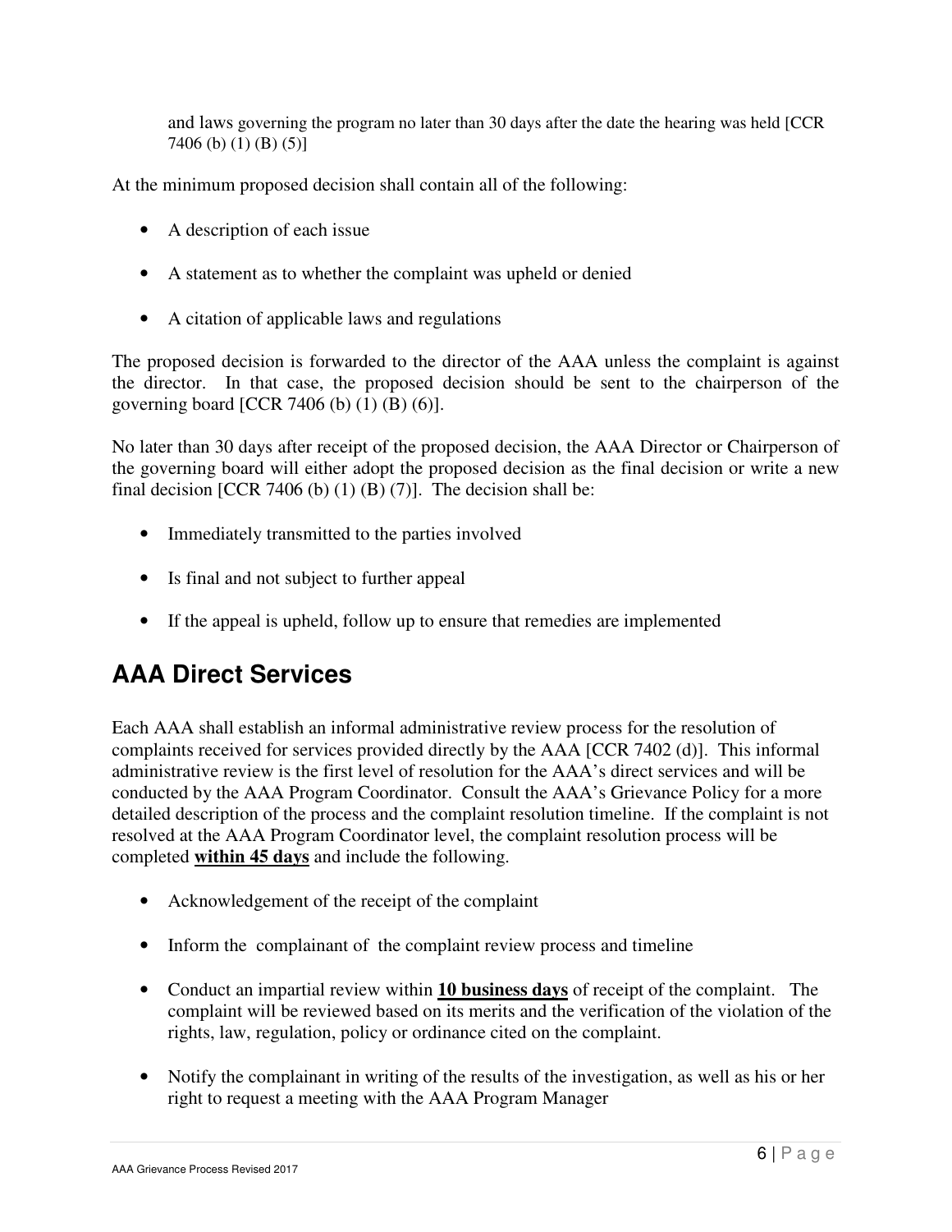and laws governing the program no later than 30 days after the date the hearing was held [CCR 7406 (b) (1) (B) (5)]

At the minimum proposed decision shall contain all of the following:

- A description of each issue
- A statement as to whether the complaint was upheld or denied
- A citation of applicable laws and regulations

The proposed decision is forwarded to the director of the AAA unless the complaint is against the director. In that case, the proposed decision should be sent to the chairperson of the governing board [CCR 7406 (b) (1) (B) (6)].

No later than 30 days after receipt of the proposed decision, the AAA Director or Chairperson of the governing board will either adopt the proposed decision as the final decision or write a new final decision [CCR 7406 (b) (1) (B) (7)]. The decision shall be:

- Immediately transmitted to the parties involved
- Is final and not subject to further appeal
- If the appeal is upheld, follow up to ensure that remedies are implemented

## AAA Direct Services

Each AAA shall establish an informal administrative review process for the resolution of complaints received for services provided directly by the AAA [CCR 7402 (d)]. This informal administrative review is the first level of resolution for the AAA's direct services and will be conducted by the AAA Program Coordinator. Consult the AAA's Grievance Policy for a more detailed description of the process and the complaint resolution timeline. If the complaint is not resolved at the AAA Program Coordinator level, the complaint resolution process will be completed **<u>within 45 days</u>** and include the following.

- Acknowledgement of the receipt of the complaint
- Inform the complainant of the complaint review process and timeline
- Conduct an impartial review within **<u>10 business days</u>** of receipt of the complaint. The complaint will be reviewed based on its merits and the verification of the violation of the rights, law, regulation, policy or ordinance cited on the complaint.
- Notify the complainant in writing of the results of the investigation, as well as his or her right to request a meeting with the AAA Program Manager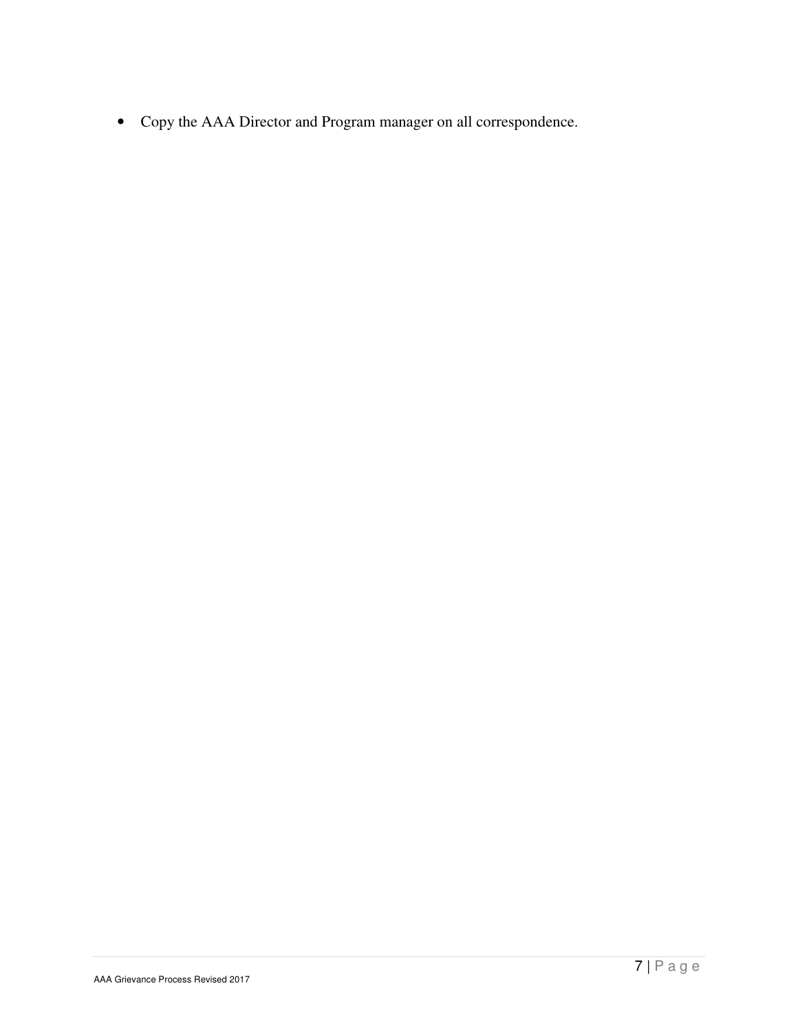- Copy the AAA Director and Program manager on all correspondence.